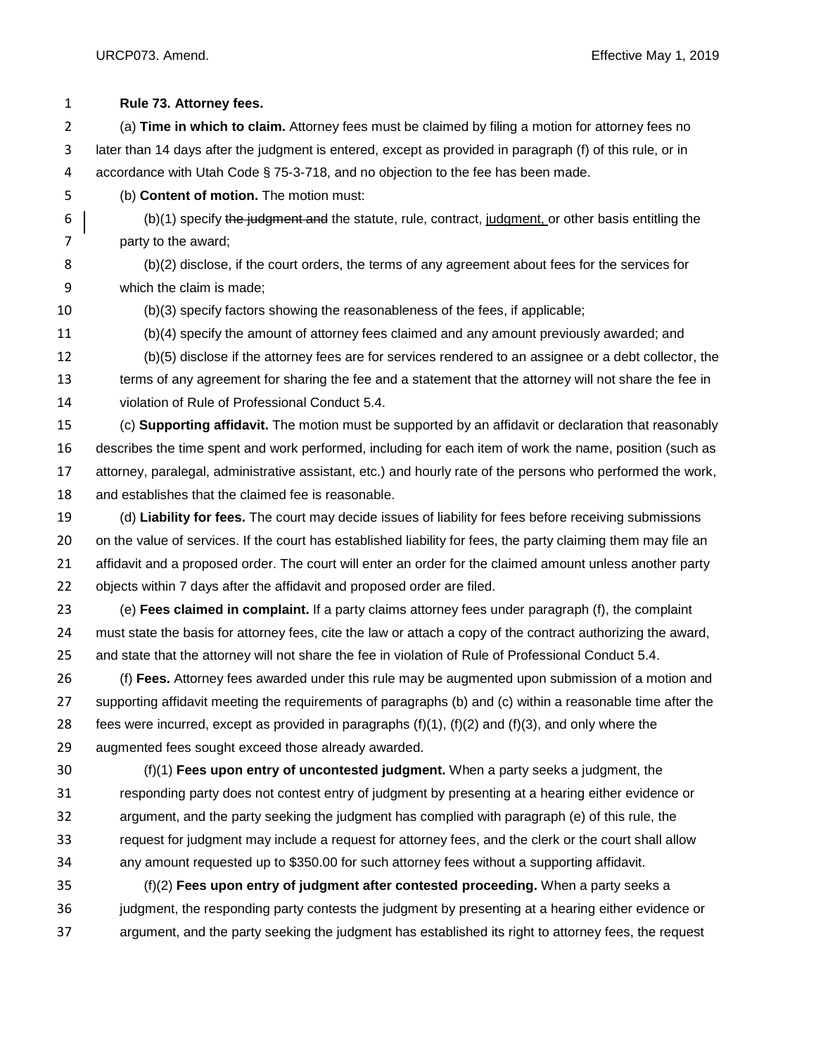**Rule 73. Attorney fees.**

(a) **Time in which to claim.** Attorney fees must be claimed by filing a motion for attorney fees no later than 14 days after the judgment is entered, except as provided in paragraph (f) of this rule, or in accordance with Utah Code § 75-3-718, and no objection to the fee has been made.

(b) **Content of motion.** The motion must:

(b)(1) specify ~~the judgment and~~ the statute, rule, contract, <u>judgment,</u> or other basis entitling the party to the award;

(b)(2) disclose, if the court orders, the terms of any agreement about fees for the services for which the claim is made;

(b)(3) specify factors showing the reasonableness of the fees, if applicable;

(b)(4) specify the amount of attorney fees claimed and any amount previously awarded; and

(b)(5) disclose if the attorney fees are for services rendered to an assignee or a debt collector, the terms of any agreement for sharing the fee and a statement that the attorney will not share the fee in violation of Rule of Professional Conduct 5.4.

(c) **Supporting affidavit.** The motion must be supported by an affidavit or declaration that reasonably describes the time spent and work performed, including for each item of work the name, position (such as attorney, paralegal, administrative assistant, etc.) and hourly rate of the persons who performed the work, and establishes that the claimed fee is reasonable.

(d) **Liability for fees.** The court may decide issues of liability for fees before receiving submissions on the value of services. If the court has established liability for fees, the party claiming them may file an affidavit and a proposed order. The court will enter an order for the claimed amount unless another party objects within 7 days after the affidavit and proposed order are filed.

(e) **Fees claimed in complaint.** If a party claims attorney fees under paragraph (f), the complaint must state the basis for attorney fees, cite the law or attach a copy of the contract authorizing the award, and state that the attorney will not share the fee in violation of Rule of Professional Conduct 5.4.

(f) **Fees.** Attorney fees awarded under this rule may be augmented upon submission of a motion and supporting affidavit meeting the requirements of paragraphs (b) and (c) within a reasonable time after the fees were incurred, except as provided in paragraphs (f)(1), (f)(2) and (f)(3), and only where the augmented fees sought exceed those already awarded.

(f)(1) **Fees upon entry of uncontested judgment.** When a party seeks a judgment, the responding party does not contest entry of judgment by presenting at a hearing either evidence or argument, and the party seeking the judgment has complied with paragraph (e) of this rule, the request for judgment may include a request for attorney fees, and the clerk or the court shall allow any amount requested up to $350.00 for such attorney fees without a supporting affidavit.

(f)(2) **Fees upon entry of judgment after contested proceeding.** When a party seeks a judgment, the responding party contests the judgment by presenting at a hearing either evidence or argument, and the party seeking the judgment has established its right to attorney fees, the request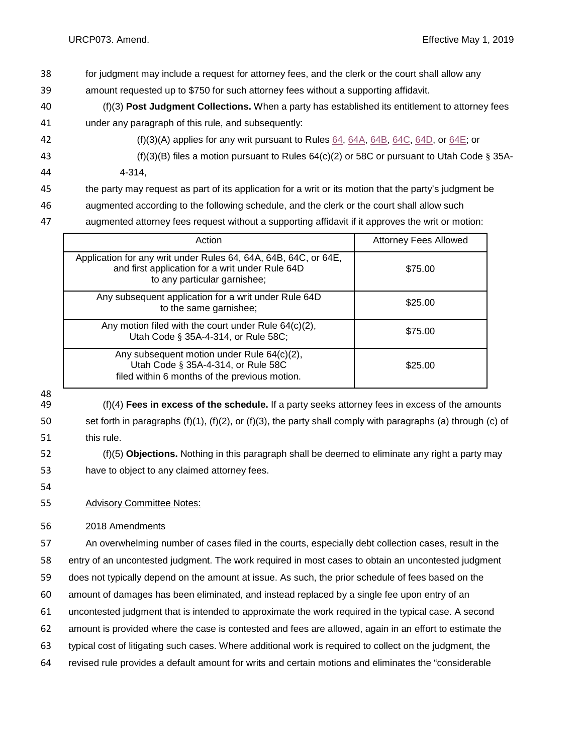for judgment may include a request for attorney fees, and the clerk or the court shall allow any amount requested up to $750 for such attorney fees without a supporting affidavit.

(f)(3) **Post Judgment Collections.** When a party has established its entitlement to attorney fees under any paragraph of this rule, and subsequently:

(f)(3)(A) applies for any writ pursuant to Rules 64, 64A, 64B, 64C, 64D, or 64E; or

(f)(3)(B) files a motion pursuant to Rules 64(c)(2) or 58C or pursuant to Utah Code § 35A-4-314,

the party may request as part of its application for a writ or its motion that the party's judgment be augmented according to the following schedule, and the clerk or the court shall allow such augmented attorney fees request without a supporting affidavit if it approves the writ or motion:

| Action | Attorney Fees Allowed |
|---|---|
| Application for any writ under Rules 64, 64A, 64B, 64C, or 64E, and first application for a writ under Rule 64D to any particular garnishee; | $75.00 |
| Any subsequent application for a writ under Rule 64D to the same garnishee; | $25.00 |
| Any motion filed with the court under Rule 64(c)(2), Utah Code § 35A-4-314, or Rule 58C; | $75.00 |
| Any subsequent motion under Rule 64(c)(2), Utah Code § 35A-4-314, or Rule 58C filed within 6 months of the previous motion. | $25.00 |

(f)(4) **Fees in excess of the schedule.** If a party seeks attorney fees in excess of the amounts set forth in paragraphs (f)(1), (f)(2), or (f)(3), the party shall comply with paragraphs (a) through (c) of this rule.

(f)(5) **Objections.** Nothing in this paragraph shall be deemed to eliminate any right a party may have to object to any claimed attorney fees.

Advisory Committee Notes:

2018 Amendments

An overwhelming number of cases filed in the courts, especially debt collection cases, result in the entry of an uncontested judgment. The work required in most cases to obtain an uncontested judgment does not typically depend on the amount at issue. As such, the prior schedule of fees based on the amount of damages has been eliminated, and instead replaced by a single fee upon entry of an uncontested judgment that is intended to approximate the work required in the typical case. A second amount is provided where the case is contested and fees are allowed, again in an effort to estimate the typical cost of litigating such cases. Where additional work is required to collect on the judgment, the revised rule provides a default amount for writs and certain motions and eliminates the "considerable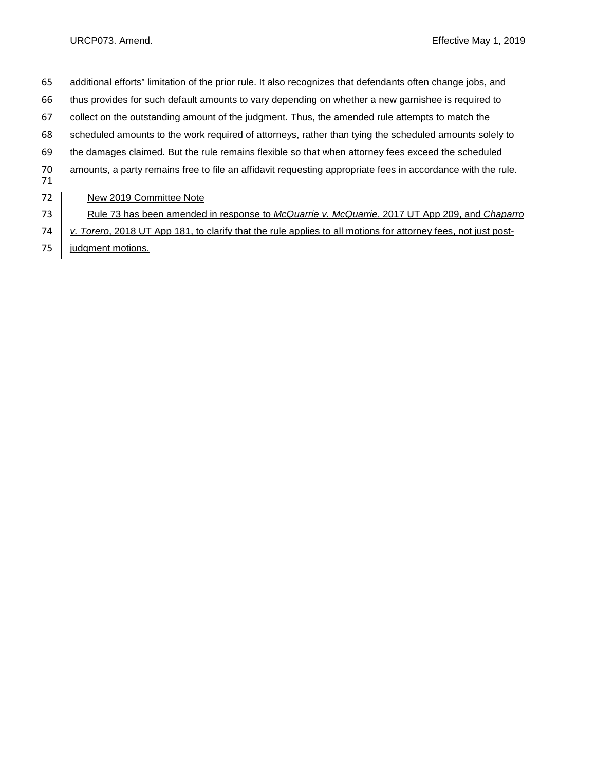additional efforts" limitation of the prior rule. It also recognizes that defendants often change jobs, and thus provides for such default amounts to vary depending on whether a new garnishee is required to collect on the outstanding amount of the judgment. Thus, the amended rule attempts to match the scheduled amounts to the work required of attorneys, rather than tying the scheduled amounts solely to the damages claimed. But the rule remains flexible so that when attorney fees exceed the scheduled amounts, a party remains free to file an affidavit requesting appropriate fees in accordance with the rule.

New 2019 Committee Note

Rule 73 has been amended in response to *McQuarrie v. McQuarrie*, 2017 UT App 209, and *Chaparro v. Torero*, 2018 UT App 181, to clarify that the rule applies to all motions for attorney fees, not just post-judgment motions.